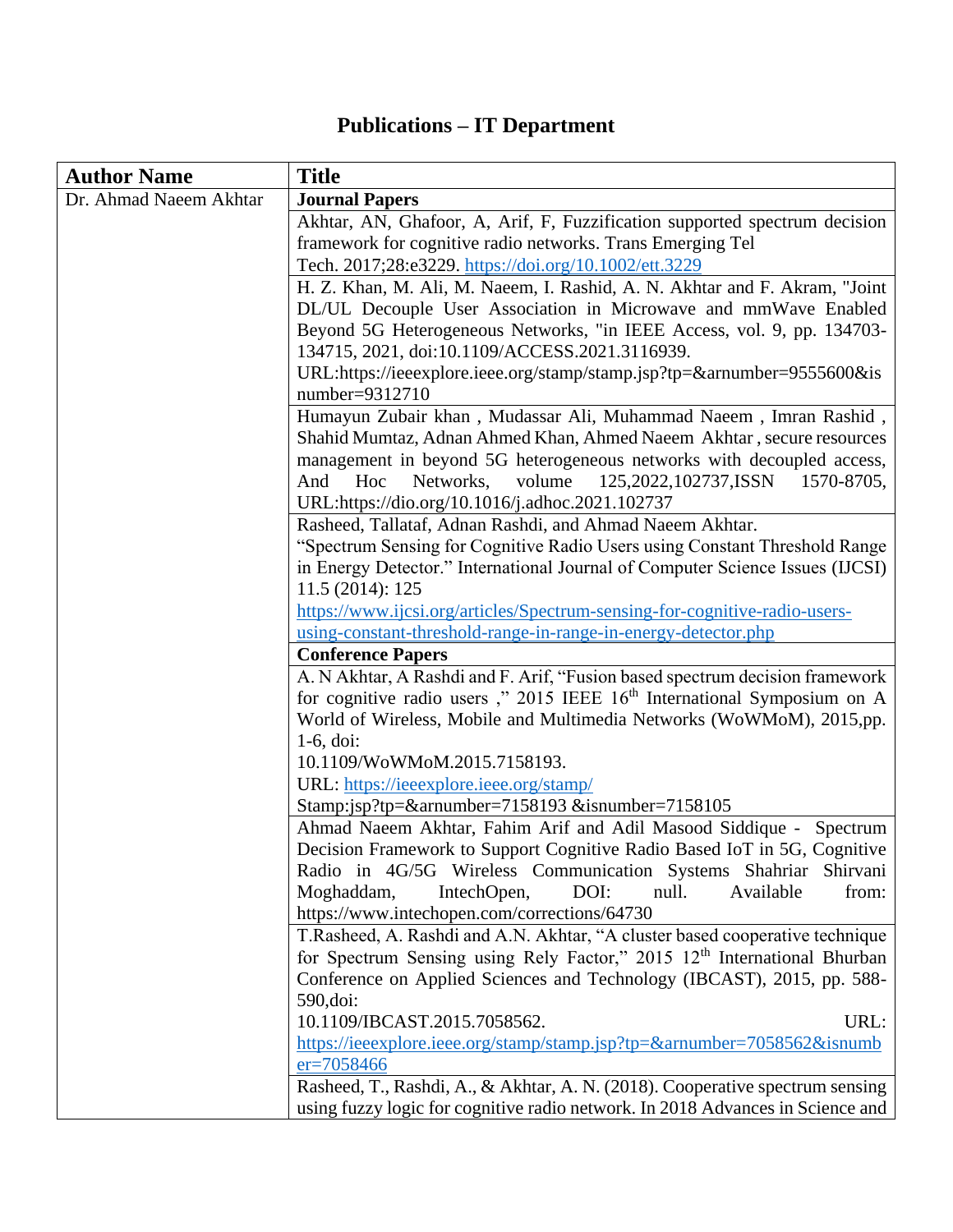# Publications – IT Department

| Author Name | Title |
|---|---|
| Dr. Ahmad Naeem Akhtar | **Journal Papers** |
| | Akhtar, AN, Ghafoor, A, Arif, F, Fuzzification supported spectrum decision framework for cognitive radio networks. Trans Emerging Tel Tech. 2017;28:e3229. https://doi.org/10.1002/ett.3229 |
| | H. Z. Khan, M. Ali, M. Naeem, I. Rashid, A. N. Akhtar and F. Akram, "Joint DL/UL Decouple User Association in Microwave and mmWave Enabled Beyond 5G Heterogeneous Networks, "in IEEE Access, vol. 9, pp. 134703-134715, 2021, doi:10.1109/ACCESS.2021.3116939. URL:https://ieeexplore.ieee.org/stamp/stamp.jsp?tp=&arnumber=9555600&isnumber=9312710 |
| | Humayun Zubair khan , Mudassar Ali, Muhammad Naeem , Imran Rashid , Shahid Mumtaz, Adnan Ahmed Khan, Ahmed Naeem Akhtar , secure resources management in beyond 5G heterogeneous networks with decoupled access, And Hoc Networks, volume 125,2022,102737,ISSN 1570-8705, URL:https://dio.org/10.1016/j.adhoc.2021.102737 |
| | Rasheed, Tallataf, Adnan Rashdi, and Ahmad Naeem Akhtar. "Spectrum Sensing for Cognitive Radio Users using Constant Threshold Range in Energy Detector." International Journal of Computer Science Issues (IJCSI) 11.5 (2014): 125 https://www.ijcsi.org/articles/Spectrum-sensing-for-cognitive-radio-users-using-constant-threshold-range-in-range-in-energy-detector.php |
| | **Conference Papers** |
| | A. N Akhtar, A Rashdi and F. Arif, "Fusion based spectrum decision framework for cognitive radio users ," 2015 IEEE 16th International Symposium on A World of Wireless, Mobile and Multimedia Networks (WoWMoM), 2015,pp. 1-6, doi: 10.1109/WoWMoM.2015.7158193. URL: https://ieeexplore.ieee.org/stamp/ Stamp:jsp?tp=&arnumber=7158193 &isnumber=7158105 |
| | Ahmad Naeem Akhtar, Fahim Arif and Adil Masood Siddique - Spectrum Decision Framework to Support Cognitive Radio Based IoT in 5G, Cognitive Radio in 4G/5G Wireless Communication Systems Shahriar Shirvani Moghaddam, IntechOpen, DOI: null. Available from: https://www.intechopen.com/corrections/64730 |
| | T.Rasheed, A. Rashdi and A.N. Akhtar, "A cluster based cooperative technique for Spectrum Sensing using Rely Factor," 2015 12th International Bhurban Conference on Applied Sciences and Technology (IBCAST), 2015, pp. 588-590,doi: 10.1109/IBCAST.2015.7058562. URL: https://ieeexplore.ieee.org/stamp/stamp.jsp?tp=&arnumber=7058562&isnumber=7058466 |
| | Rasheed, T., Rashdi, A., & Akhtar, A. N. (2018). Cooperative spectrum sensing using fuzzy logic for cognitive radio network. In 2018 Advances in Science and |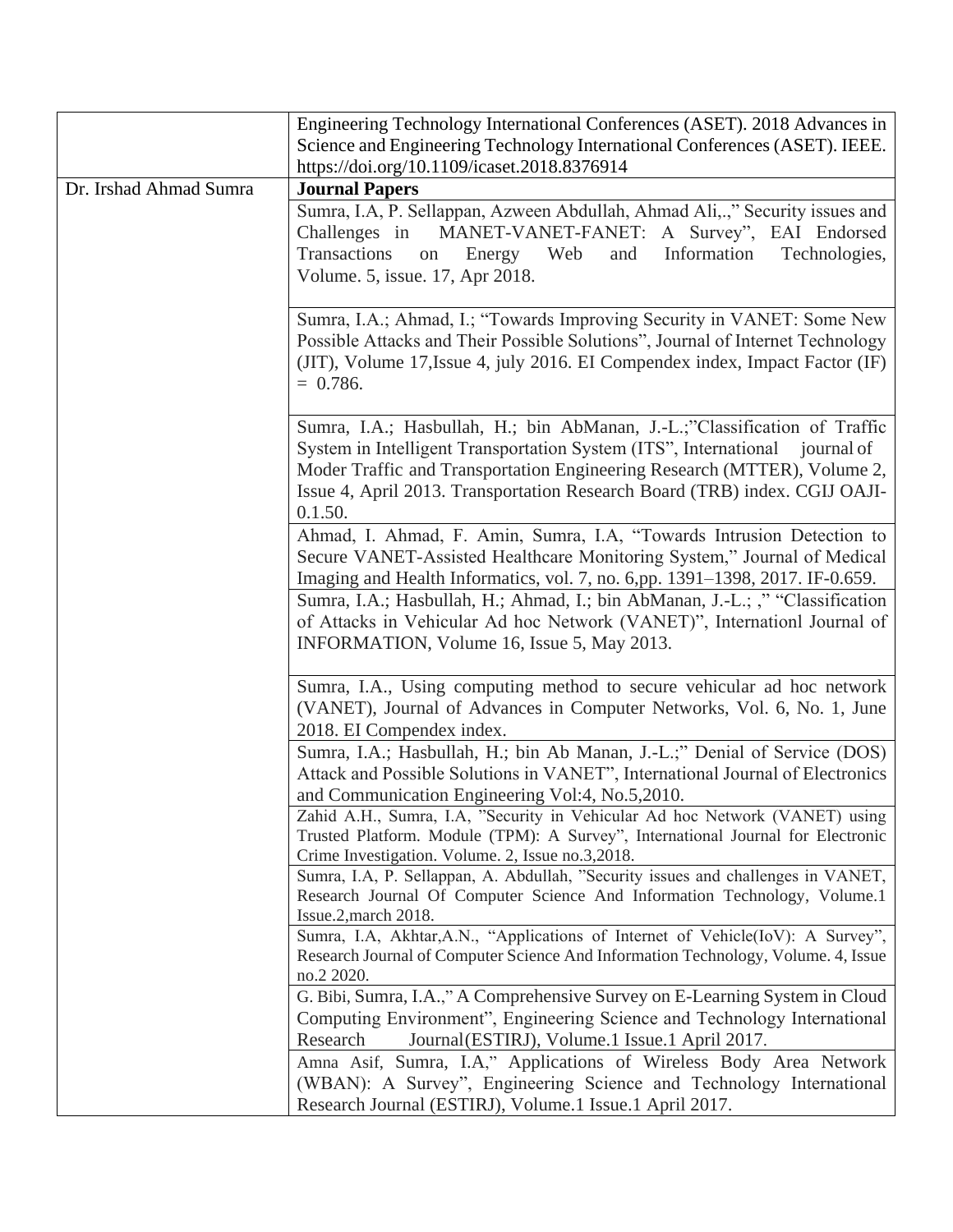|  |  |
|---|---|
|  | Engineering Technology International Conferences (ASET). 2018 Advances in Science and Engineering Technology International Conferences (ASET). IEEE. https://doi.org/10.1109/icaset.2018.8376914 |
| Dr. Irshad Ahmad Sumra | **Journal Papers** |
|  | Sumra, I.A, P. Sellappan, Azween Abdullah, Ahmad Ali,.," Security issues and Challenges in MANET-VANET-FANET: A Survey", EAI Endorsed Transactions on Energy Web and Information Technologies, Volume. 5, issue. 17, Apr 2018. |
|  | Sumra, I.A.; Ahmad, I.; "Towards Improving Security in VANET: Some New Possible Attacks and Their Possible Solutions", Journal of Internet Technology (JIT), Volume 17,Issue 4, july 2016. EI Compendex index, Impact Factor (IF) = 0.786. |
|  | Sumra, I.A.; Hasbullah, H.; bin AbManan, J.-L.;"Classification of Traffic System in Intelligent Transportation System (ITS)", International journal of Moder Traffic and Transportation Engineering Research (MTTER), Volume 2, Issue 4, April 2013. Transportation Research Board (TRB) index. CGIJ OAJI-0.1.50. |
|  | Ahmad, I. Ahmad, F. Amin, Sumra, I.A, "Towards Intrusion Detection to Secure VANET-Assisted Healthcare Monitoring System," Journal of Medical Imaging and Health Informatics, vol. 7, no. 6,pp. 1391–1398, 2017. IF-0.659. |
|  | Sumra, I.A.; Hasbullah, H.; Ahmad, I.; bin AbManan, J.-L.; ," "Classification of Attacks in Vehicular Ad hoc Network (VANET)", Internationl Journal of INFORMATION, Volume 16, Issue 5, May 2013. |
|  | Sumra, I.A., Using computing method to secure vehicular ad hoc network (VANET), Journal of Advances in Computer Networks, Vol. 6, No. 1, June 2018. EI Compendex index. |
|  | Sumra, I.A.; Hasbullah, H.; bin Ab Manan, J.-L.;" Denial of Service (DOS) Attack and Possible Solutions in VANET", International Journal of Electronics and Communication Engineering Vol:4, No.5,2010. |
|  | Zahid A.H., Sumra, I.A, "Security in Vehicular Ad hoc Network (VANET) using Trusted Platform. Module (TPM): A Survey", International Journal for Electronic Crime Investigation. Volume. 2, Issue no.3,2018. |
|  | Sumra, I.A, P. Sellappan, A. Abdullah, "Security issues and challenges in VANET, Research Journal Of Computer Science And Information Technology, Volume.1 Issue.2,march 2018. |
|  | Sumra, I.A, Akhtar,A.N., "Applications of Internet of Vehicle(IoV): A Survey", Research Journal of Computer Science And Information Technology, Volume. 4, Issue no.2 2020. |
|  | G. Bibi, Sumra, I.A.," A Comprehensive Survey on E-Learning System in Cloud Computing Environment", Engineering Science and Technology International Research Journal(ESTIRJ), Volume.1 Issue.1 April 2017. |
|  | Amna Asif, Sumra, I.A," Applications of Wireless Body Area Network (WBAN): A Survey", Engineering Science and Technology International Research Journal (ESTIRJ), Volume.1 Issue.1 April 2017. |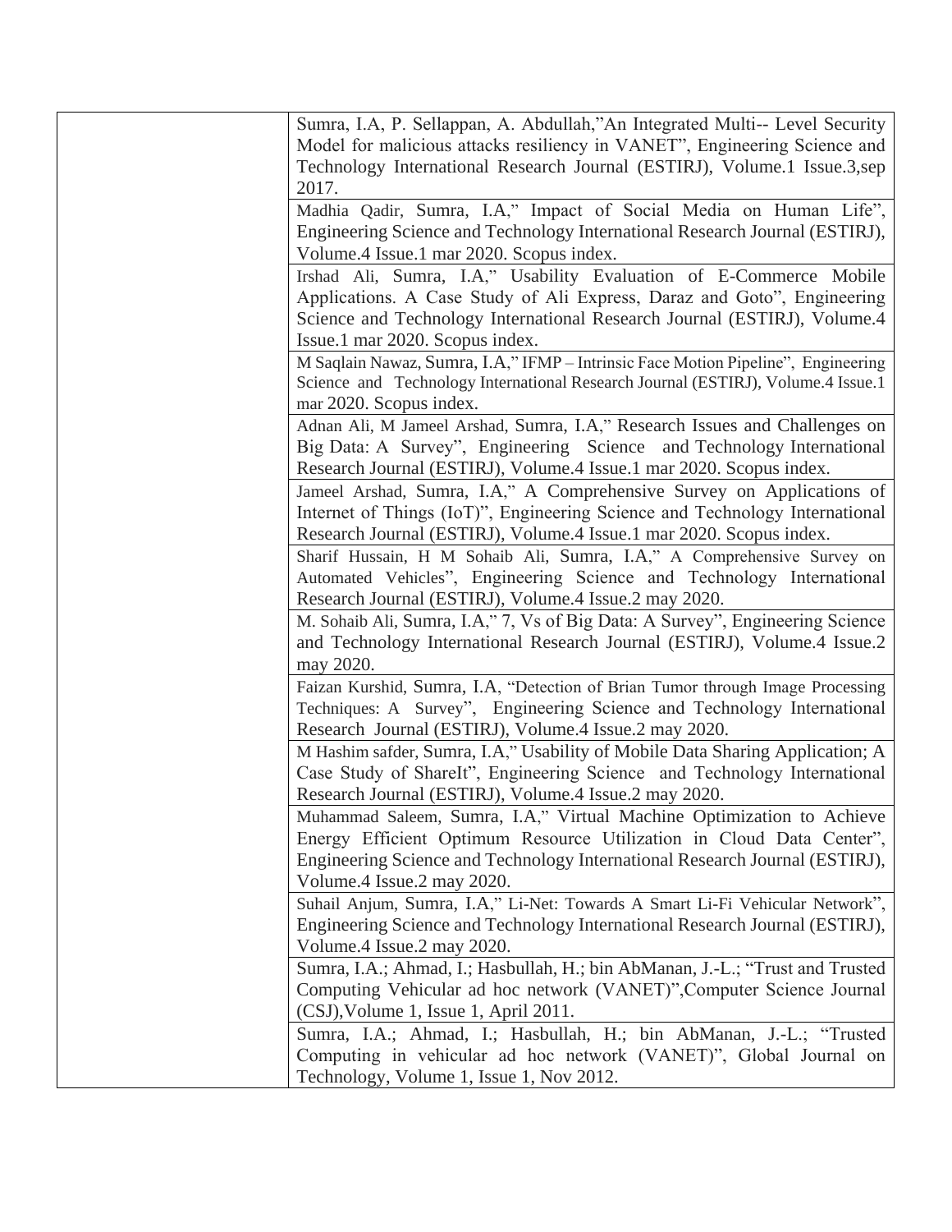| | |
|---|---|
| | Sumra, I.A, P. Sellappan, A. Abdullah,"An Integrated Multi-- Level Security Model for malicious attacks resiliency in VANET", Engineering Science and Technology International Research Journal (ESTIRJ), Volume.1 Issue.3,sep 2017. |
| | Madhia Qadir, Sumra, I.A," Impact of Social Media on Human Life", Engineering Science and Technology International Research Journal (ESTIRJ), Volume.4 Issue.1 mar 2020. Scopus index. |
| | Irshad Ali, Sumra, I.A," Usability Evaluation of E-Commerce Mobile Applications. A Case Study of Ali Express, Daraz and Goto", Engineering Science and Technology International Research Journal (ESTIRJ), Volume.4 Issue.1 mar 2020. Scopus index. |
| | M Saqlain Nawaz, Sumra, I.A," IFMP – Intrinsic Face Motion Pipeline", Engineering Science and Technology International Research Journal (ESTIRJ), Volume.4 Issue.1 mar 2020. Scopus index. |
| | Adnan Ali, M Jameel Arshad, Sumra, I.A," Research Issues and Challenges on Big Data: A Survey", Engineering Science and Technology International Research Journal (ESTIRJ), Volume.4 Issue.1 mar 2020. Scopus index. |
| | Jameel Arshad, Sumra, I.A," A Comprehensive Survey on Applications of Internet of Things (IoT)", Engineering Science and Technology International Research Journal (ESTIRJ), Volume.4 Issue.1 mar 2020. Scopus index. |
| | Sharif Hussain, H M Sohaib Ali, Sumra, I.A," A Comprehensive Survey on Automated Vehicles", Engineering Science and Technology International Research Journal (ESTIRJ), Volume.4 Issue.2 may 2020. |
| | M. Sohaib Ali, Sumra, I.A," 7, Vs of Big Data: A Survey", Engineering Science and Technology International Research Journal (ESTIRJ), Volume.4 Issue.2 may 2020. |
| | Faizan Kurshid, Sumra, I.A, "Detection of Brian Tumor through Image Processing Techniques: A Survey", Engineering Science and Technology International Research Journal (ESTIRJ), Volume.4 Issue.2 may 2020. |
| | M Hashim safder, Sumra, I.A," Usability of Mobile Data Sharing Application; A Case Study of ShareIt", Engineering Science and Technology International Research Journal (ESTIRJ), Volume.4 Issue.2 may 2020. |
| | Muhammad Saleem, Sumra, I.A," Virtual Machine Optimization to Achieve Energy Efficient Optimum Resource Utilization in Cloud Data Center", Engineering Science and Technology International Research Journal (ESTIRJ), Volume.4 Issue.2 may 2020. |
| | Suhail Anjum, Sumra, I.A," Li-Net: Towards A Smart Li-Fi Vehicular Network", Engineering Science and Technology International Research Journal (ESTIRJ), Volume.4 Issue.2 may 2020. |
| | Sumra, I.A.; Ahmad, I.; Hasbullah, H.; bin AbManan, J.-L.; "Trust and Trusted Computing Vehicular ad hoc network (VANET)",Computer Science Journal (CSJ),Volume 1, Issue 1, April 2011. |
| | Sumra, I.A.; Ahmad, I.; Hasbullah, H.; bin AbManan, J.-L.; "Trusted Computing in vehicular ad hoc network (VANET)", Global Journal on Technology, Volume 1, Issue 1, Nov 2012. |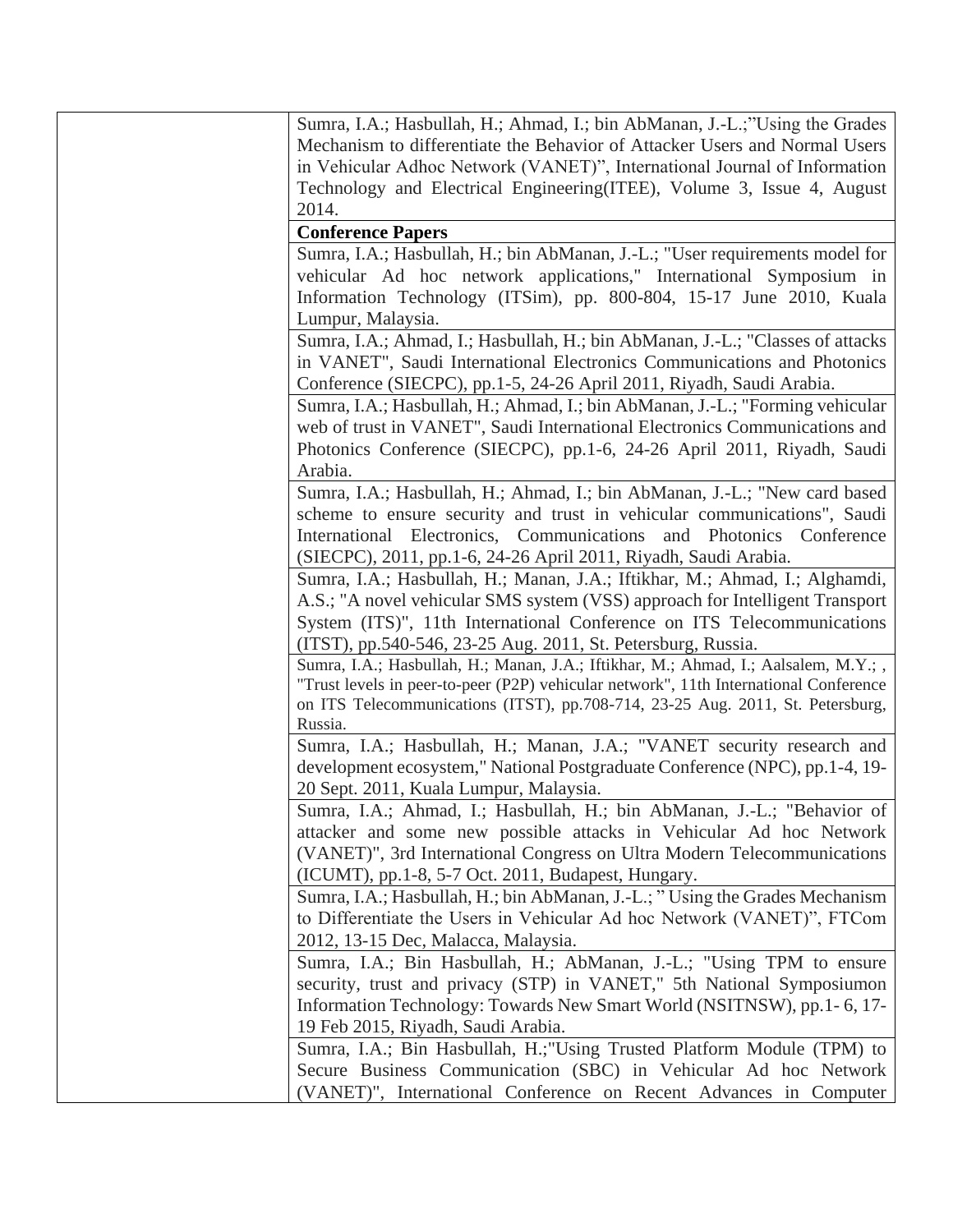| | |
|---|---|
| | Sumra, I.A.; Hasbullah, H.; Ahmad, I.; bin AbManan, J.-L.;"Using the Grades Mechanism to differentiate the Behavior of Attacker Users and Normal Users in Vehicular Adhoc Network (VANET)", International Journal of Information Technology and Electrical Engineering(ITEE), Volume 3, Issue 4, August 2014. |
| | **Conference Papers** |
| | Sumra, I.A.; Hasbullah, H.; bin AbManan, J.-L.; "User requirements model for vehicular Ad hoc network applications," International Symposium in Information Technology (ITSim), pp. 800-804, 15-17 June 2010, Kuala Lumpur, Malaysia. |
| | Sumra, I.A.; Ahmad, I.; Hasbullah, H.; bin AbManan, J.-L.; "Classes of attacks in VANET", Saudi International Electronics Communications and Photonics Conference (SIECPC), pp.1-5, 24-26 April 2011, Riyadh, Saudi Arabia. |
| | Sumra, I.A.; Hasbullah, H.; Ahmad, I.; bin AbManan, J.-L.; "Forming vehicular web of trust in VANET", Saudi International Electronics Communications and Photonics Conference (SIECPC), pp.1-6, 24-26 April 2011, Riyadh, Saudi Arabia. |
| | Sumra, I.A.; Hasbullah, H.; Ahmad, I.; bin AbManan, J.-L.; "New card based scheme to ensure security and trust in vehicular communications", Saudi International Electronics, Communications and Photonics Conference (SIECPC), 2011, pp.1-6, 24-26 April 2011, Riyadh, Saudi Arabia. |
| | Sumra, I.A.; Hasbullah, H.; Manan, J.A.; Iftikhar, M.; Ahmad, I.; Alghamdi, A.S.; "A novel vehicular SMS system (VSS) approach for Intelligent Transport System (ITS)", 11th International Conference on ITS Telecommunications (ITST), pp.540-546, 23-25 Aug. 2011, St. Petersburg, Russia. |
| | Sumra, I.A.; Hasbullah, H.; Manan, J.A.; Iftikhar, M.; Ahmad, I.; Aalsalem, M.Y.; , "Trust levels in peer-to-peer (P2P) vehicular network", 11th International Conference on ITS Telecommunications (ITST), pp.708-714, 23-25 Aug. 2011, St. Petersburg, Russia. |
| | Sumra, I.A.; Hasbullah, H.; Manan, J.A.; "VANET security research and development ecosystem," National Postgraduate Conference (NPC), pp.1-4, 19-20 Sept. 2011, Kuala Lumpur, Malaysia. |
| | Sumra, I.A.; Ahmad, I.; Hasbullah, H.; bin AbManan, J.-L.; "Behavior of attacker and some new possible attacks in Vehicular Ad hoc Network (VANET)", 3rd International Congress on Ultra Modern Telecommunications (ICUMT), pp.1-8, 5-7 Oct. 2011, Budapest, Hungary. |
| | Sumra, I.A.; Hasbullah, H.; bin AbManan, J.-L.; " Using the Grades Mechanism to Differentiate the Users in Vehicular Ad hoc Network (VANET)", FTCom 2012, 13-15 Dec, Malacca, Malaysia. |
| | Sumra, I.A.; Bin Hasbullah, H.; AbManan, J.-L.; "Using TPM to ensure security, trust and privacy (STP) in VANET," 5th National Symposiumon Information Technology: Towards New Smart World (NSITNSW), pp.1- 6, 17-19 Feb 2015, Riyadh, Saudi Arabia. |
| | Sumra, I.A.; Bin Hasbullah, H.;"Using Trusted Platform Module (TPM) to Secure Business Communication (SBC) in Vehicular Ad hoc Network (VANET)", International Conference on Recent Advances in Computer |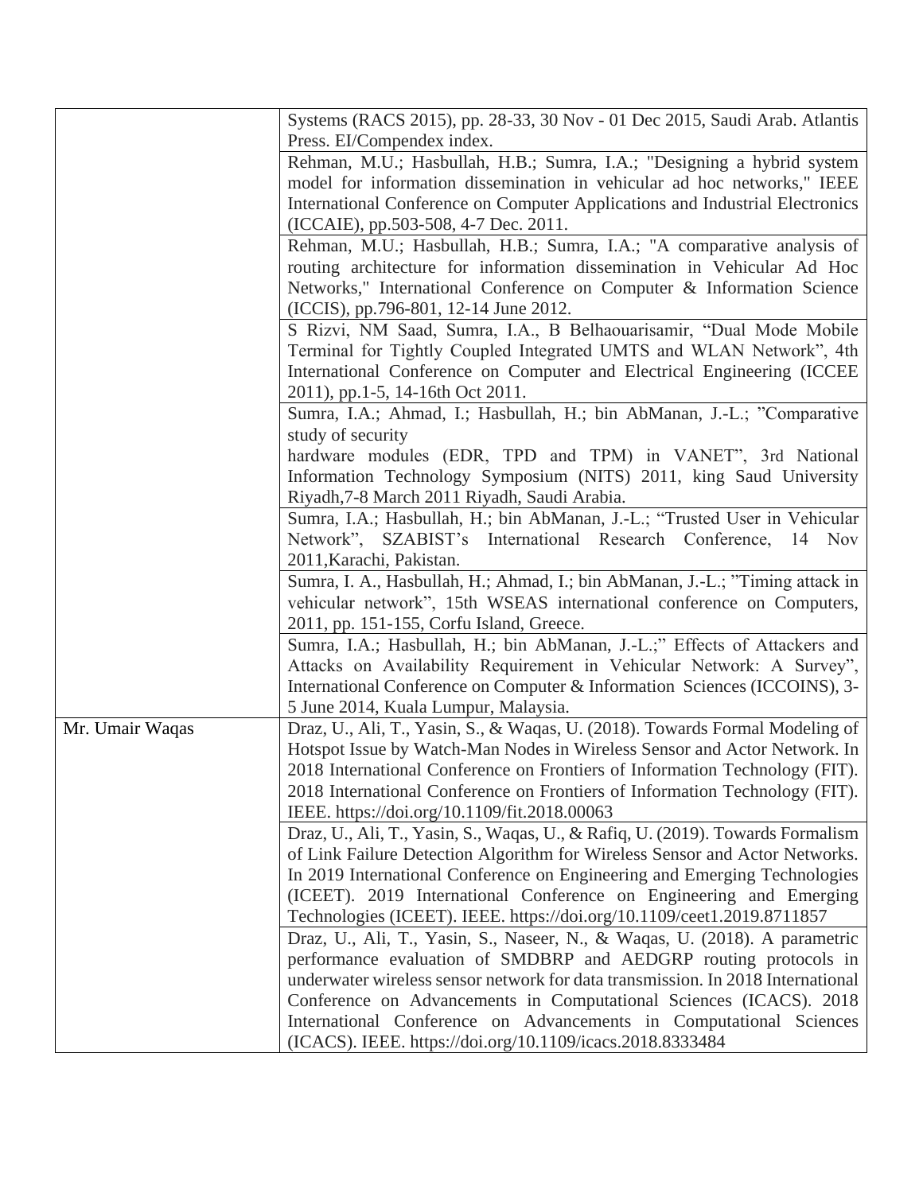| | |
|---|---|
| | Systems (RACS 2015), pp. 28-33, 30 Nov - 01 Dec 2015, Saudi Arab. Atlantis Press. EI/Compendex index. |
| | Rehman, M.U.; Hasbullah, H.B.; Sumra, I.A.; "Designing a hybrid system model for information dissemination in vehicular ad hoc networks," IEEE International Conference on Computer Applications and Industrial Electronics (ICCAIE), pp.503-508, 4-7 Dec. 2011. |
| | Rehman, M.U.; Hasbullah, H.B.; Sumra, I.A.; "A comparative analysis of routing architecture for information dissemination in Vehicular Ad Hoc Networks," International Conference on Computer & Information Science (ICCIS), pp.796-801, 12-14 June 2012. |
| | S Rizvi, NM Saad, Sumra, I.A., B Belhaouarisamir, "Dual Mode Mobile Terminal for Tightly Coupled Integrated UMTS and WLAN Network", 4th International Conference on Computer and Electrical Engineering (ICCEE 2011), pp.1-5, 14-16th Oct 2011. |
| | Sumra, I.A.; Ahmad, I.; Hasbullah, H.; bin AbManan, J.-L.; "Comparative study of security hardware modules (EDR, TPD and TPM) in VANET", 3rd National Information Technology Symposium (NITS) 2011, king Saud University Riyadh,7-8 March 2011 Riyadh, Saudi Arabia. |
| | Sumra, I.A.; Hasbullah, H.; bin AbManan, J.-L.; "Trusted User in Vehicular Network", SZABIST's International Research Conference, 14 Nov 2011,Karachi, Pakistan. |
| | Sumra, I. A., Hasbullah, H.; Ahmad, I.; bin AbManan, J.-L.; "Timing attack in vehicular network", 15th WSEAS international conference on Computers, 2011, pp. 151-155, Corfu Island, Greece. |
| | Sumra, I.A.; Hasbullah, H.; bin AbManan, J.-L.;" Effects of Attackers and Attacks on Availability Requirement in Vehicular Network: A Survey", International Conference on Computer & Information Sciences (ICCOINS), 3-5 June 2014, Kuala Lumpur, Malaysia. |
| Mr. Umair Waqas | Draz, U., Ali, T., Yasin, S., & Waqas, U. (2018). Towards Formal Modeling of Hotspot Issue by Watch-Man Nodes in Wireless Sensor and Actor Network. In 2018 International Conference on Frontiers of Information Technology (FIT). 2018 International Conference on Frontiers of Information Technology (FIT). IEEE. https://doi.org/10.1109/fit.2018.00063 |
| | Draz, U., Ali, T., Yasin, S., Waqas, U., & Rafiq, U. (2019). Towards Formalism of Link Failure Detection Algorithm for Wireless Sensor and Actor Networks. In 2019 International Conference on Engineering and Emerging Technologies (ICEET). 2019 International Conference on Engineering and Emerging Technologies (ICEET). IEEE. https://doi.org/10.1109/ceet1.2019.8711857 |
| | Draz, U., Ali, T., Yasin, S., Naseer, N., & Waqas, U. (2018). A parametric performance evaluation of SMDBRP and AEDGRP routing protocols in underwater wireless sensor network for data transmission. In 2018 International Conference on Advancements in Computational Sciences (ICACS). 2018 International Conference on Advancements in Computational Sciences (ICACS). IEEE. https://doi.org/10.1109/icacs.2018.8333484 |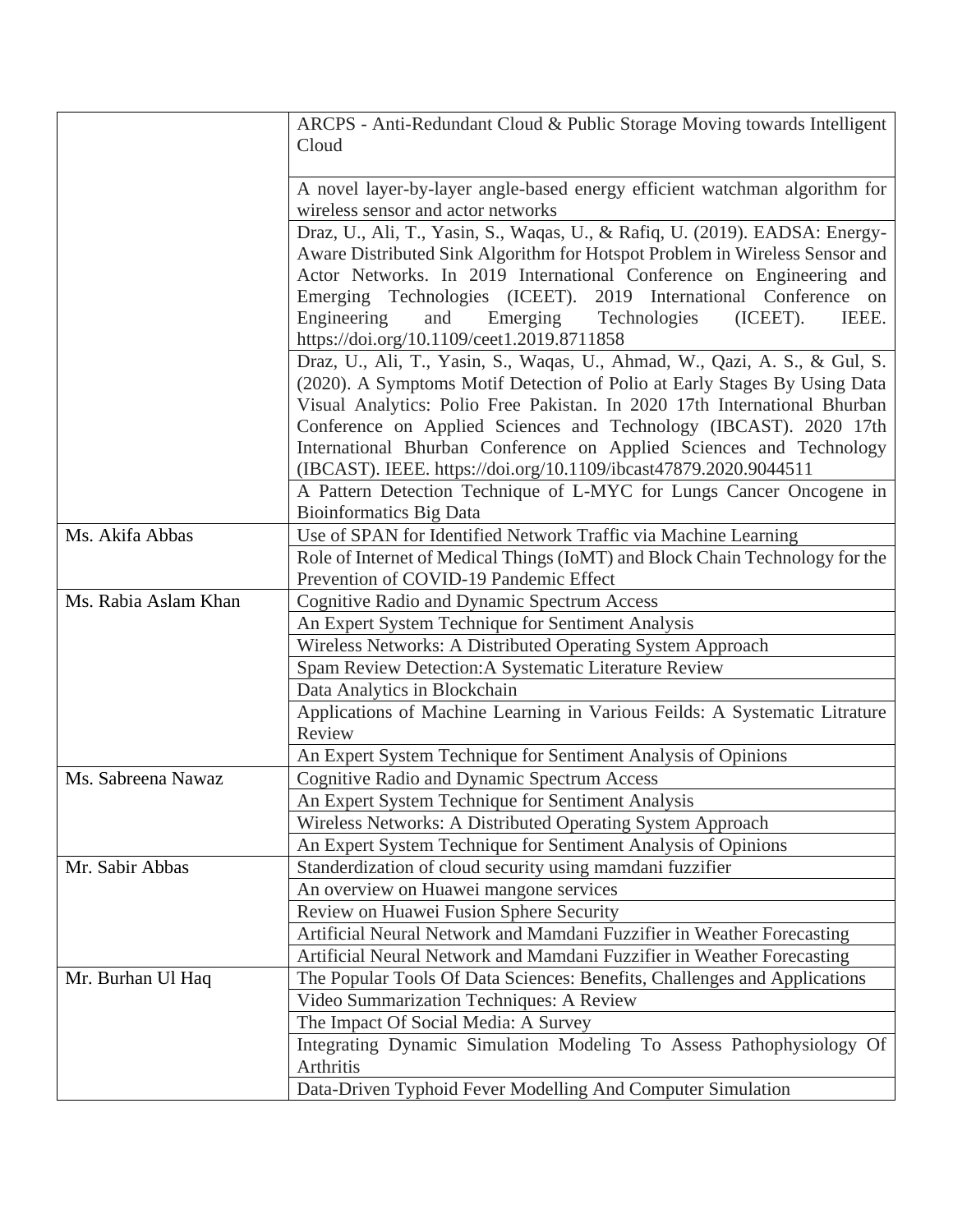| | |
|---|---|
| | ARCPS - Anti-Redundant Cloud & Public Storage Moving towards Intelligent Cloud |
| | A novel layer-by-layer angle-based energy efficient watchman algorithm for wireless sensor and actor networks |
| | Draz, U., Ali, T., Yasin, S., Waqas, U., & Rafiq, U. (2019). EADSA: Energy-Aware Distributed Sink Algorithm for Hotspot Problem in Wireless Sensor and Actor Networks. In 2019 International Conference on Engineering and Emerging Technologies (ICEET). 2019 International Conference on Engineering and Emerging Technologies (ICEET). IEEE. https://doi.org/10.1109/ceet1.2019.8711858 |
| | Draz, U., Ali, T., Yasin, S., Waqas, U., Ahmad, W., Qazi, A. S., & Gul, S. (2020). A Symptoms Motif Detection of Polio at Early Stages By Using Data Visual Analytics: Polio Free Pakistan. In 2020 17th International Bhurban Conference on Applied Sciences and Technology (IBCAST). 2020 17th International Bhurban Conference on Applied Sciences and Technology (IBCAST). IEEE. https://doi.org/10.1109/ibcast47879.2020.9044511 |
| | A Pattern Detection Technique of L-MYC for Lungs Cancer Oncogene in Bioinformatics Big Data |
| Ms. Akifa Abbas | Use of SPAN for Identified Network Traffic via Machine Learning |
| | Role of Internet of Medical Things (IoMT) and Block Chain Technology for the Prevention of COVID-19 Pandemic Effect |
| Ms. Rabia Aslam Khan | Cognitive Radio and Dynamic Spectrum Access |
| | An Expert System Technique for Sentiment Analysis |
| | Wireless Networks: A Distributed Operating System Approach |
| | Spam Review Detection:A Systematic Literature Review |
| | Data Analytics in Blockchain |
| | Applications of Machine Learning in Various Feilds: A Systematic Litrature Review |
| | An Expert System Technique for Sentiment Analysis of Opinions |
| Ms. Sabreena Nawaz | Cognitive Radio and Dynamic Spectrum Access |
| | An Expert System Technique for Sentiment Analysis |
| | Wireless Networks: A Distributed Operating System Approach |
| | An Expert System Technique for Sentiment Analysis of Opinions |
| Mr. Sabir Abbas | Standerdization of cloud security using mamdani fuzzifier |
| | An overview on Huawei mangone services |
| | Review on Huawei Fusion Sphere Security |
| | Artificial Neural Network and Mamdani Fuzzifier in Weather Forecasting |
| | Artificial Neural Network and Mamdani Fuzzifier in Weather Forecasting |
| Mr. Burhan Ul Haq | The Popular Tools Of Data Sciences: Benefits, Challenges and Applications |
| | Video Summarization Techniques: A Review |
| | The Impact Of Social Media: A Survey |
| | Integrating Dynamic Simulation Modeling To Assess Pathophysiology Of Arthritis |
| | Data-Driven Typhoid Fever Modelling And Computer Simulation |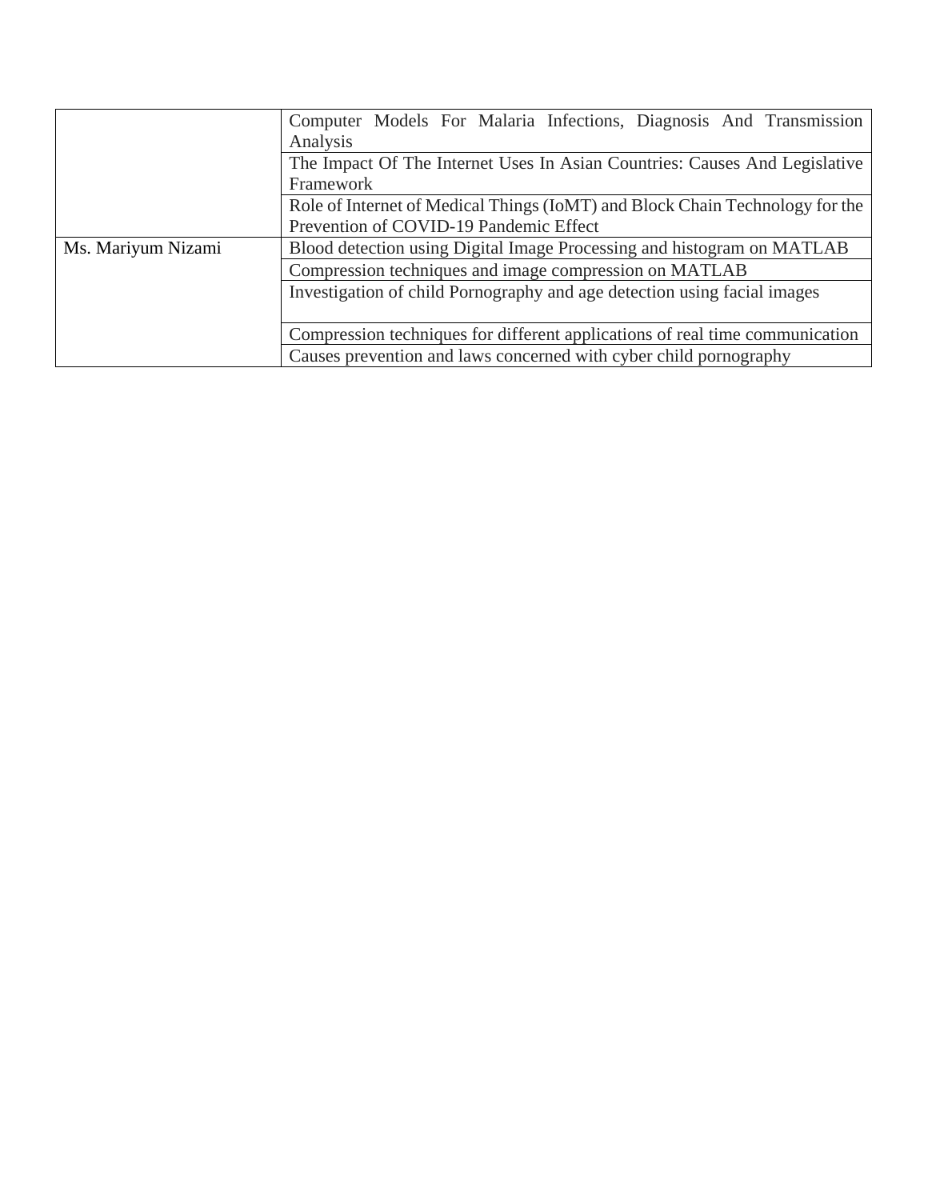| | |
|---|---|
| | Computer Models For Malaria Infections, Diagnosis And Transmission Analysis |
| | The Impact Of The Internet Uses In Asian Countries: Causes And Legislative Framework |
| | Role of Internet of Medical Things (IoMT) and Block Chain Technology for the Prevention of COVID-19 Pandemic Effect |
| Ms. Mariyum Nizami | Blood detection using Digital Image Processing and histogram on MATLAB |
| | Compression techniques and image compression on MATLAB |
| | Investigation of child Pornography and age detection using facial images |
| | Compression techniques for different applications of real time communication |
| | Causes prevention and laws concerned with cyber child pornography |